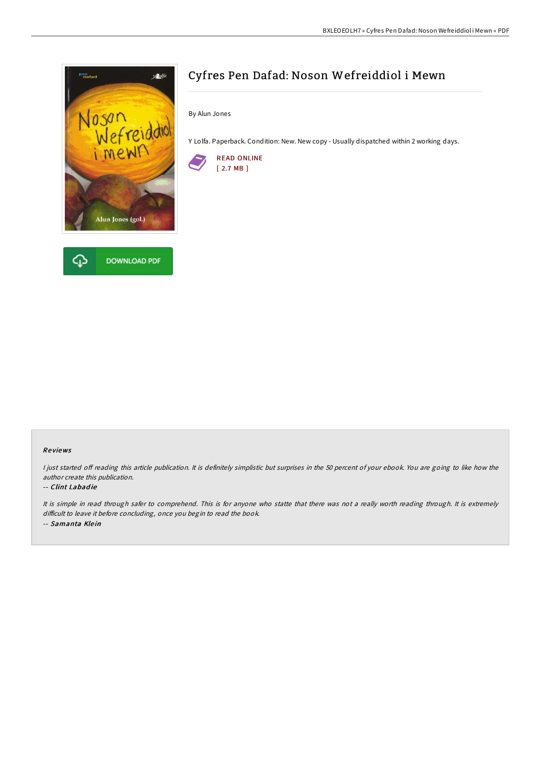# Cyfres Pen Dafad: Noson Wefreiddiol i Mewn

By Alun Jones

Y Lolfa. Paperback. Condition: New. New copy - Usually dispatched within 2 working days.

READ ONLINE
[ 2.7 MB ]

DOWNLOAD PDF

### Reviews

*I just started off reading this article publication. It is definitely simplistic but surprises in the 50 percent of your ebook. You are going to like how the author create this publication.*

-- ***Clint Labadie***

*It is simple in read through safer to comprehend. This is for anyone who statte that there was not a really worth reading through. It is extremely difficult to leave it before concluding, once you begin to read the book.*

-- ***Samanta Klein***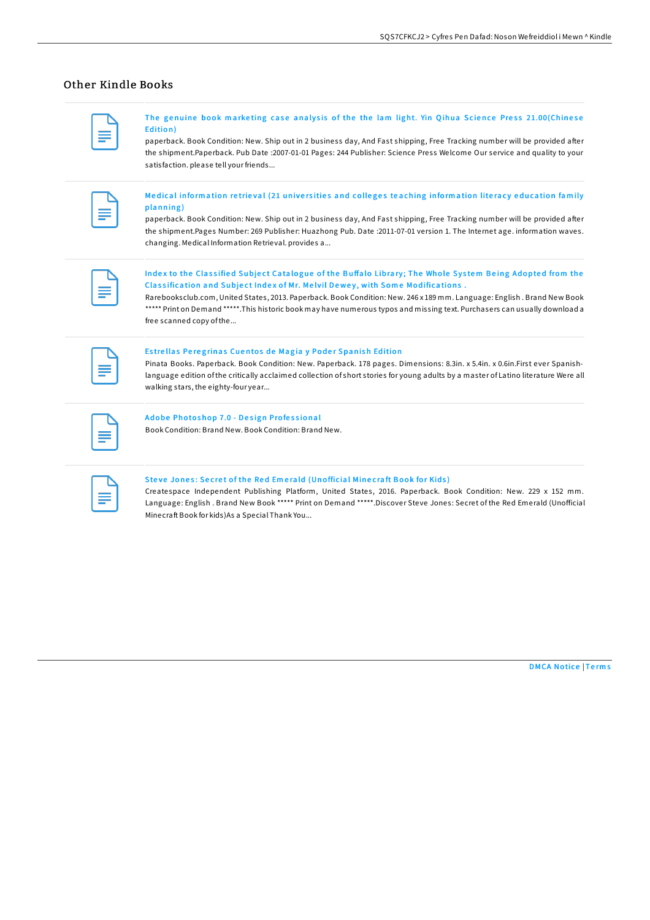## Other Kindle Books

### The genuine book marketing case analysis of the the lam light. Yin Qihua Science Press 21.00(Chinese Edition)

paperback. Book Condition: New. Ship out in 2 business day, And Fast shipping, Free Tracking number will be provided after the shipment.Paperback. Pub Date :2007-01-01 Pages: 244 Publisher: Science Press Welcome Our service and quality to your satisfaction. please tell your friends...

### Medical information retrieval (21 universities and colleges teaching information literacy education family planning)

paperback. Book Condition: New. Ship out in 2 business day, And Fast shipping, Free Tracking number will be provided after the shipment.Pages Number: 269 Publisher: Huazhong Pub. Date :2011-07-01 version 1. The Internet age. information waves. changing. Medical Information Retrieval. provides a...

### Index to the Classified Subject Catalogue of the Buffalo Library; The Whole System Being Adopted from the Classification and Subject Index of Mr. Melvil Dewey, with Some Modifications .

Rarebooksclub.com, United States, 2013. Paperback. Book Condition: New. 246 x 189 mm. Language: English . Brand New Book ***** Print on Demand *****.This historic book may have numerous typos and missing text. Purchasers can usually download a free scanned copy of the...

### Estrellas Peregrinas Cuentos de Magia y Poder Spanish Edition

Pinata Books. Paperback. Book Condition: New. Paperback. 178 pages. Dimensions: 8.3in. x 5.4in. x 0.6in.First ever Spanish-language edition of the critically acclaimed collection of short stories for young adults by a master of Latino literature Were all walking stars, the eighty-four year...

### Adobe Photoshop 7.0 - Design Professional

Book Condition: Brand New. Book Condition: Brand New.

### Steve Jones: Secret of the Red Emerald (Unofficial Minecraft Book for Kids)

Createspace Independent Publishing Platform, United States, 2016. Paperback. Book Condition: New. 229 x 152 mm. Language: English . Brand New Book ***** Print on Demand *****.Discover Steve Jones: Secret of the Red Emerald (Unofficial Minecraft Book for kids)As a Special Thank You...